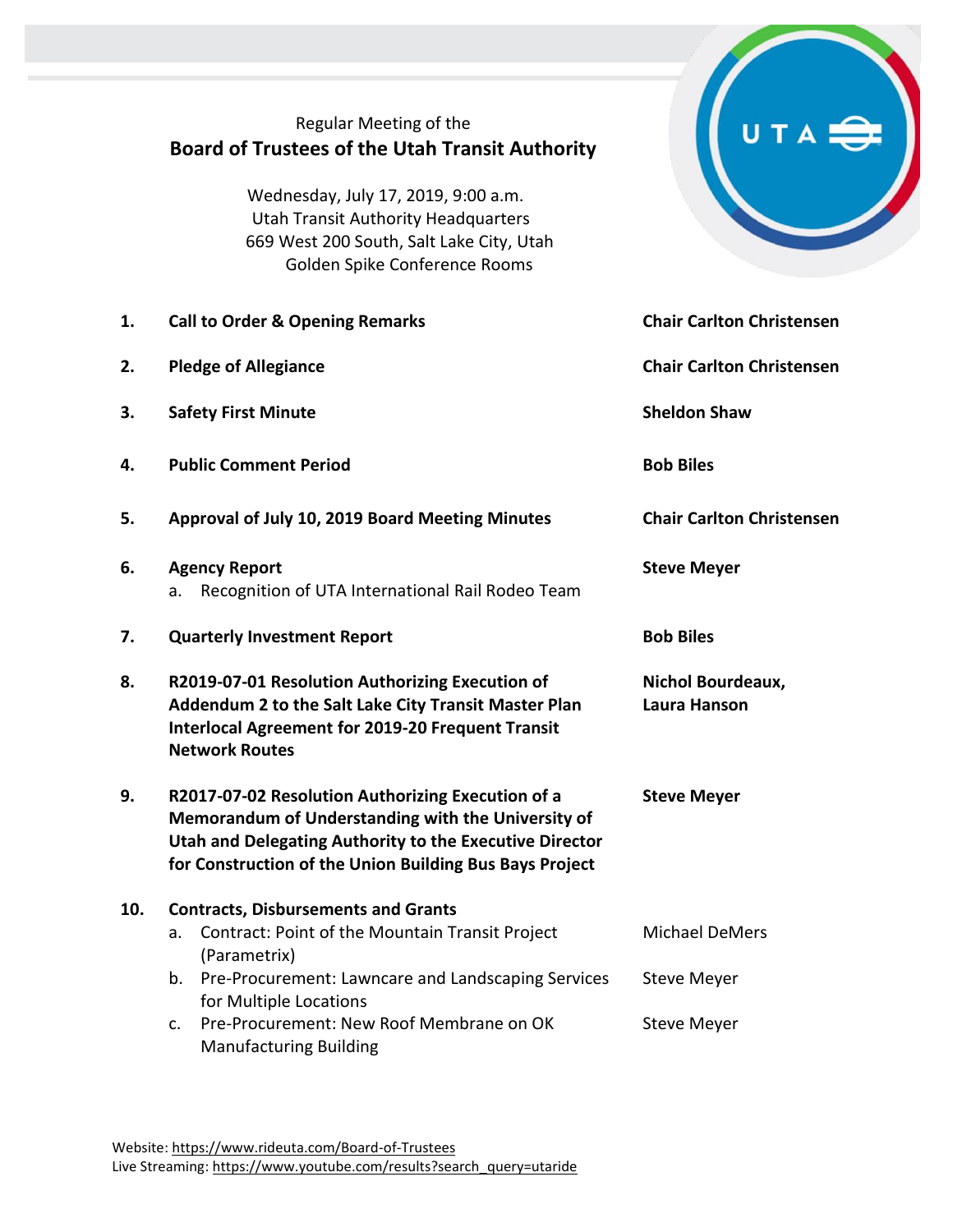Regular Meeting of the

# Board of Trustees of the Utah Transit Authority

Wednesday, July 17, 2019, 9:00 a.m.
Utah Transit Authority Headquarters
669 West 200 South, Salt Lake City, Utah
Golden Spike Conference Rooms

| | Item | Presenter |
|---|---|---|
| 1. | **Call to Order & Opening Remarks** | **Chair Carlton Christensen** |
| 2. | **Pledge of Allegiance** | **Chair Carlton Christensen** |
| 3. | **Safety First Minute** | **Sheldon Shaw** |
| 4. | **Public Comment Period** | **Bob Biles** |
| 5. | **Approval of July 10, 2019 Board Meeting Minutes** | **Chair Carlton Christensen** |
| 6. | **Agency Report** | **Steve Meyer** |
| | a. Recognition of UTA International Rail Rodeo Team | |
| 7. | **Quarterly Investment Report** | **Bob Biles** |
| 8. | **R2019-07-01 Resolution Authorizing Execution of Addendum 2 to the Salt Lake City Transit Master Plan Interlocal Agreement for 2019-20 Frequent Transit Network Routes** | **Nichol Bourdeaux, Laura Hanson** |
| 9. | **R2017-07-02 Resolution Authorizing Execution of a Memorandum of Understanding with the University of Utah and Delegating Authority to the Executive Director for Construction of the Union Building Bus Bays Project** | **Steve Meyer** |
| 10. | **Contracts, Disbursements and Grants** | |
| | a. Contract: Point of the Mountain Transit Project (Parametrix) | Michael DeMers |
| | b. Pre-Procurement: Lawncare and Landscaping Services for Multiple Locations | Steve Meyer |
| | c. Pre-Procurement: New Roof Membrane on OK Manufacturing Building | Steve Meyer |

Website: https://www.rideuta.com/Board-of-Trustees
Live Streaming: https://www.youtube.com/results?search_query=utaride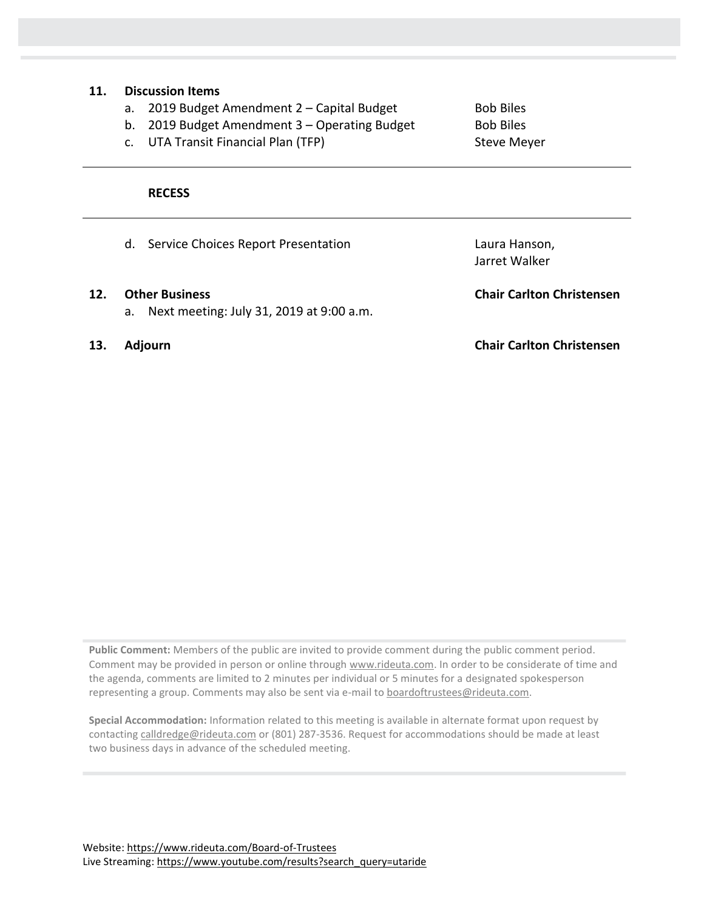**11. Discussion Items**

a. 2019 Budget Amendment 2 – Capital Budget — Bob Biles
b. 2019 Budget Amendment 3 – Operating Budget — Bob Biles
c. UTA Transit Financial Plan (TFP) — Steve Meyer

---

**RECESS**

---

d. Service Choices Report Presentation — Laura Hanson, Jarret Walker

**12. Other Business** — **Chair Carlton Christensen**

a. Next meeting: July 31, 2019 at 9:00 a.m.

**13. Adjourn** — **Chair Carlton Christensen**

---

**Public Comment:** Members of the public are invited to provide comment during the public comment period. Comment may be provided in person or online through www.rideuta.com. In order to be considerate of time and the agenda, comments are limited to 2 minutes per individual or 5 minutes for a designated spokesperson representing a group. Comments may also be sent via e-mail to boardoftrustees@rideuta.com.

**Special Accommodation:** Information related to this meeting is available in alternate format upon request by contacting calldredge@rideuta.com or (801) 287-3536. Request for accommodations should be made at least two business days in advance of the scheduled meeting.

---

Website: https://www.rideuta.com/Board-of-Trustees
Live Streaming: https://www.youtube.com/results?search_query=utaride